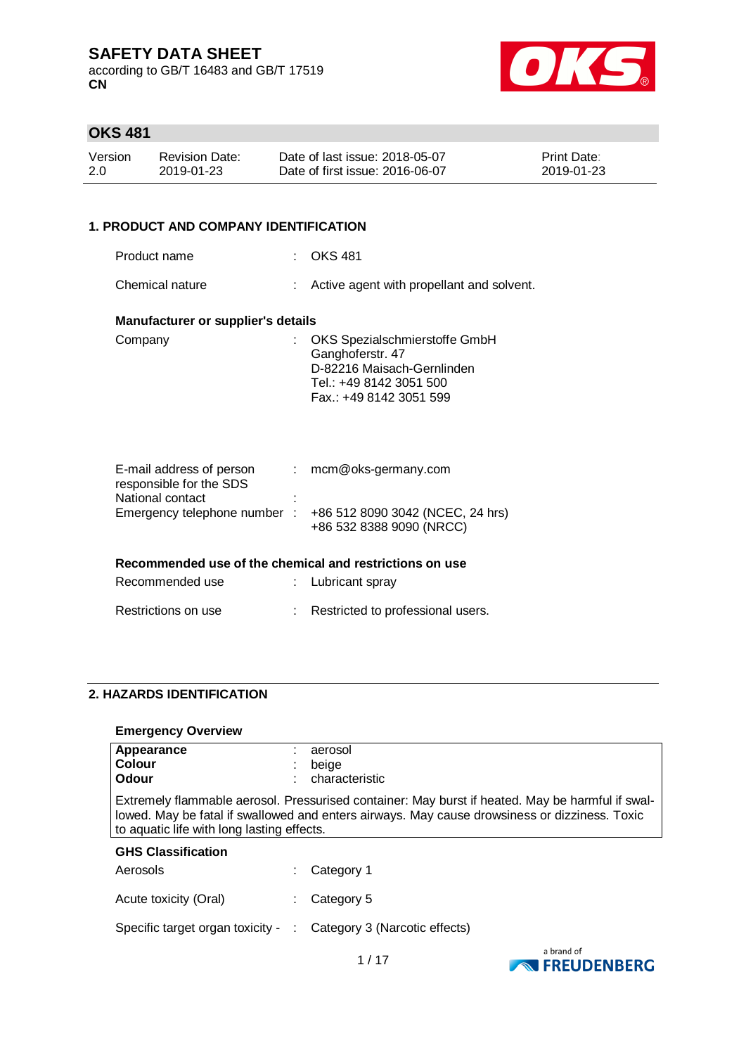# SAFETY DATA SHEET

according to GB/T 16483 and GB/T 17519
**CN**

## OKS 481

| Version | Revision Date: | Date of last issue: 2018-05-07 | Print Date: |
|---|---|---|---|
| 2.0 | 2019-01-23 | Date of first issue: 2016-06-07 | 2019-01-23 |

### 1. PRODUCT AND COMPANY IDENTIFICATION

Product name : OKS 481

Chemical nature : Active agent with propellant and solvent.

**Manufacturer or supplier's details**

Company : OKS Spezialschmierstoffe GmbH
Ganghoferstr. 47
D-82216 Maisach-Gernlinden
Tel.: +49 8142 3051 500
Fax.: +49 8142 3051 599

E-mail address of person responsible for the SDS : mcm@oks-germany.com

National contact :

Emergency telephone number : +86 512 8090 3042 (NCEC, 24 hrs)
+86 532 8388 9090 (NRCC)

**Recommended use of the chemical and restrictions on use**

Recommended use : Lubricant spray

Restrictions on use : Restricted to professional users.

### 2. HAZARDS IDENTIFICATION

**Emergency Overview**

**Appearance** : aerosol
**Colour** : beige
**Odour** : characteristic

Extremely flammable aerosol. Pressurised container: May burst if heated. May be harmful if swallowed. May be fatal if swallowed and enters airways. May cause drowsiness or dizziness. Toxic to aquatic life with long lasting effects.

**GHS Classification**

Aerosols : Category 1

Acute toxicity (Oral) : Category 5

Specific target organ toxicity - : Category 3 (Narcotic effects)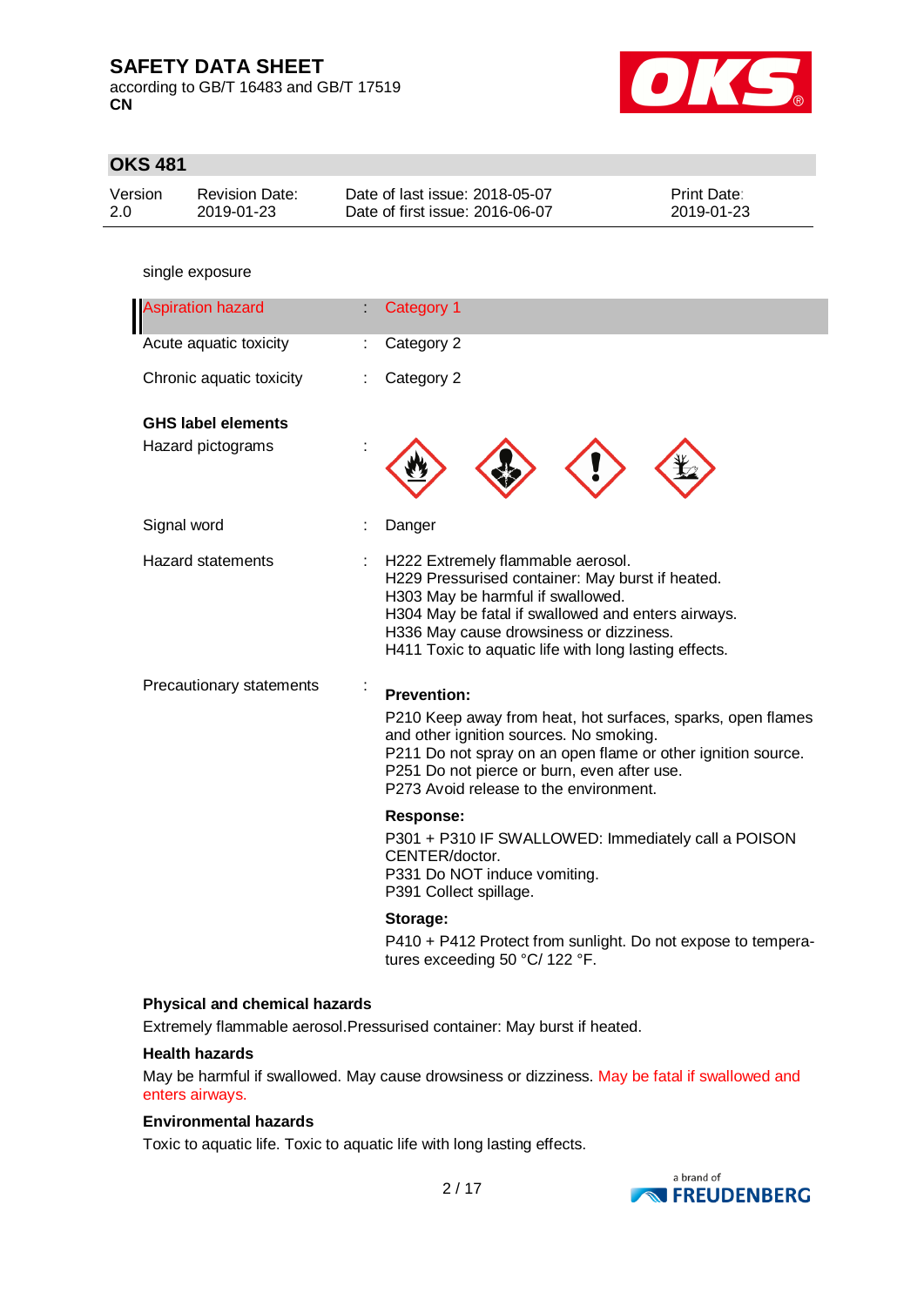single exposure

| | | |
|---|---|---|
| Aspiration hazard | : | Category 1 |
| Acute aquatic toxicity | : | Category 2 |
| Chronic aquatic toxicity | : | Category 2 |

**GHS label elements**

Hazard pictograms :

Signal word : Danger

Hazard statements :
H222 Extremely flammable aerosol.
H229 Pressurised container: May burst if heated.
H303 May be harmful if swallowed.
H304 May be fatal if swallowed and enters airways.
H336 May cause drowsiness or dizziness.
H411 Toxic to aquatic life with long lasting effects.

Precautionary statements :

**Prevention:**

P210 Keep away from heat, hot surfaces, sparks, open flames and other ignition sources. No smoking.
P211 Do not spray on an open flame or other ignition source.
P251 Do not pierce or burn, even after use.
P273 Avoid release to the environment.

**Response:**

P301 + P310 IF SWALLOWED: Immediately call a POISON CENTER/doctor.
P331 Do NOT induce vomiting.
P391 Collect spillage.

**Storage:**

P410 + P412 Protect from sunlight. Do not expose to temperatures exceeding 50 °C/ 122 °F.

**Physical and chemical hazards**

Extremely flammable aerosol.Pressurised container: May burst if heated.

**Health hazards**

May be harmful if swallowed. May cause drowsiness or dizziness. May be fatal if swallowed and enters airways.

**Environmental hazards**

Toxic to aquatic life. Toxic to aquatic life with long lasting effects.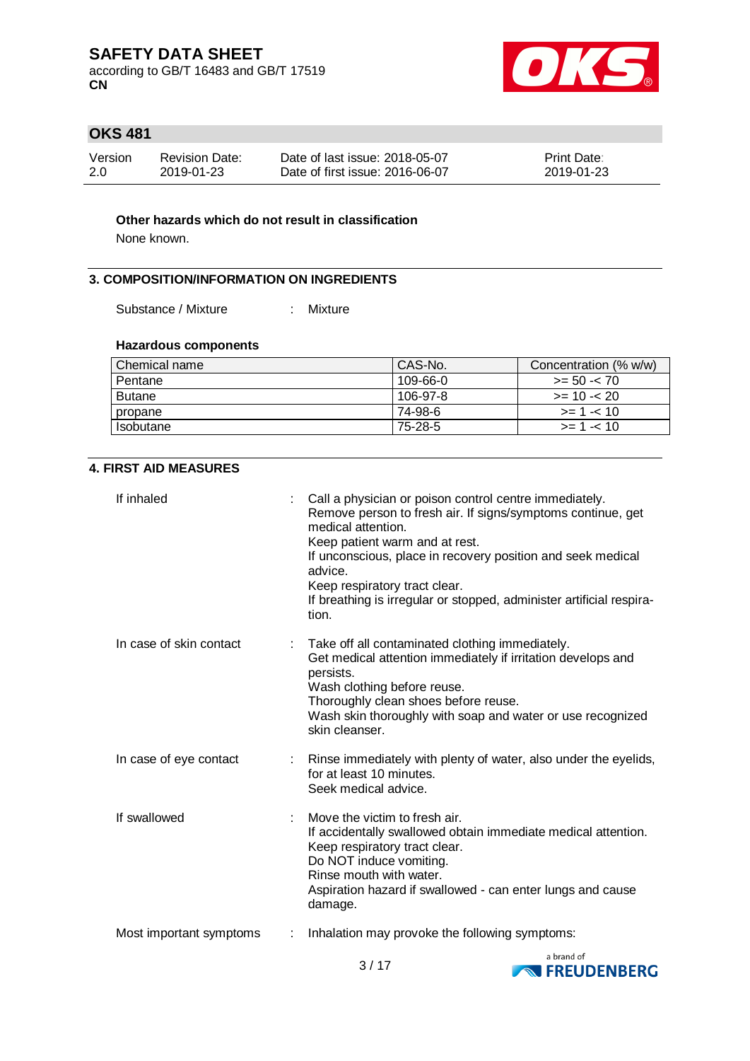**Other hazards which do not result in classification**

None known.

## 3. COMPOSITION/INFORMATION ON INGREDIENTS

Substance / Mixture : Mixture

**Hazardous components**

| Chemical name | CAS-No. | Concentration (% w/w) |
|---|---|---|
| Pentane | 109-66-0 | >= 50 -< 70 |
| Butane | 106-97-8 | >= 10 -< 20 |
| propane | 74-98-6 | >= 1 -< 10 |
| Isobutane | 75-28-5 | >= 1 -< 10 |

## 4. FIRST AID MEASURES

If inhaled : Call a physician or poison control centre immediately.
Remove person to fresh air. If signs/symptoms continue, get medical attention.
Keep patient warm and at rest.
If unconscious, place in recovery position and seek medical advice.
Keep respiratory tract clear.
If breathing is irregular or stopped, administer artificial respiration.

In case of skin contact : Take off all contaminated clothing immediately.
Get medical attention immediately if irritation develops and persists.
Wash clothing before reuse.
Thoroughly clean shoes before reuse.
Wash skin thoroughly with soap and water or use recognized skin cleanser.

In case of eye contact : Rinse immediately with plenty of water, also under the eyelids, for at least 10 minutes.
Seek medical advice.

If swallowed : Move the victim to fresh air.
If accidentally swallowed obtain immediate medical attention.
Keep respiratory tract clear.
Do NOT induce vomiting.
Rinse mouth with water.
Aspiration hazard if swallowed - can enter lungs and cause damage.

Most important symptoms : Inhalation may provoke the following symptoms: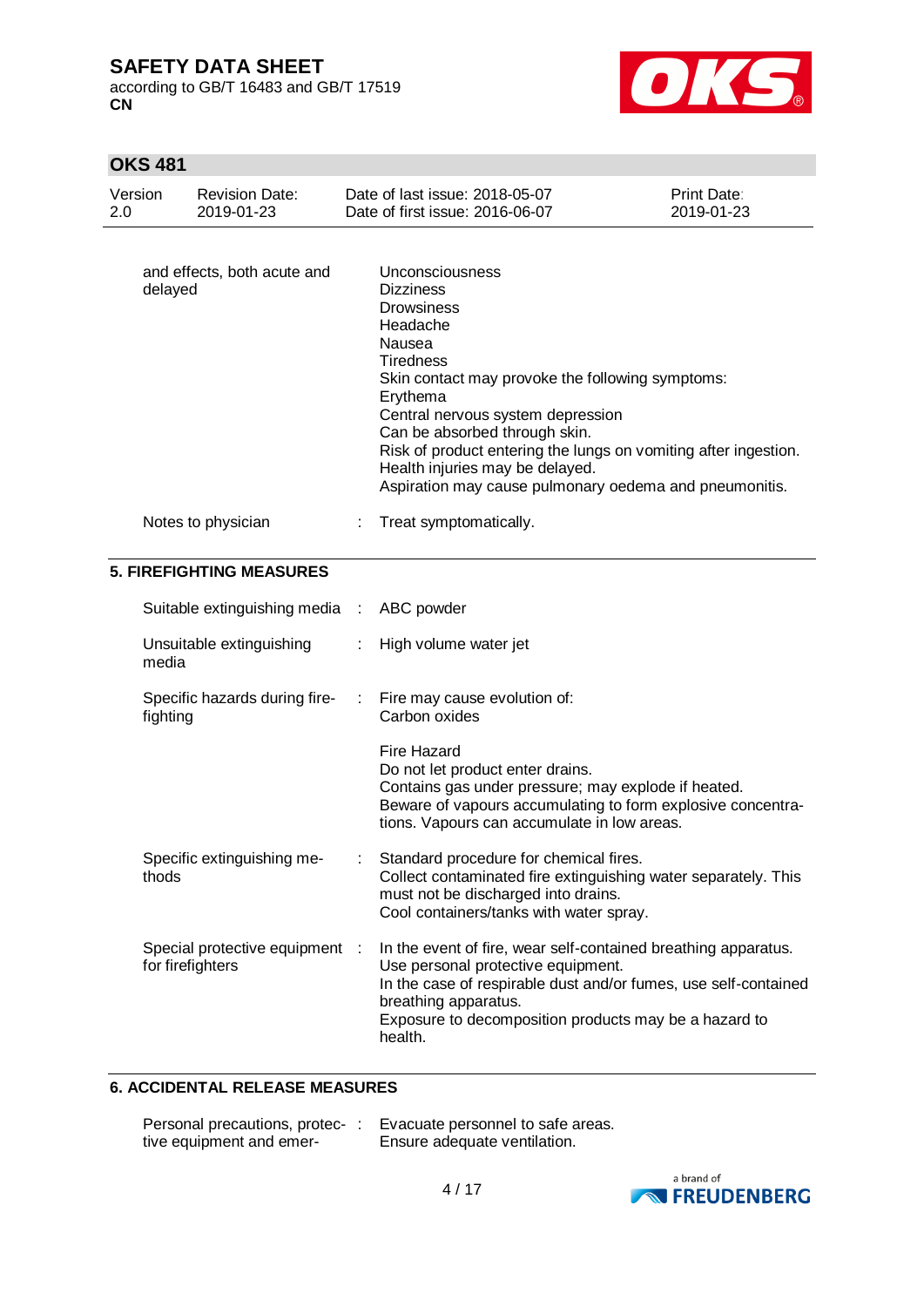| | | |
|---|---|---|
| and effects, both acute and delayed | | Unconsciousness<br>Dizziness<br>Drowsiness<br>Headache<br>Nausea<br>Tiredness<br>Skin contact may provoke the following symptoms:<br>Erythema<br>Central nervous system depression<br>Can be absorbed through skin.<br>Risk of product entering the lungs on vomiting after ingestion.<br>Health injuries may be delayed.<br>Aspiration may cause pulmonary oedema and pneumonitis. |
| Notes to physician | : | Treat symptomatically. |

## 5. FIREFIGHTING MEASURES

| | | |
|---|---|---|
| Suitable extinguishing media | : | ABC powder |
| Unsuitable extinguishing media | : | High volume water jet |
| Specific hazards during fire-fighting | : | Fire may cause evolution of:<br>Carbon oxides<br><br>Fire Hazard<br>Do not let product enter drains.<br>Contains gas under pressure; may explode if heated.<br>Beware of vapours accumulating to form explosive concentrations. Vapours can accumulate in low areas. |
| Specific extinguishing methods | : | Standard procedure for chemical fires.<br>Collect contaminated fire extinguishing water separately. This must not be discharged into drains.<br>Cool containers/tanks with water spray. |
| Special protective equipment for firefighters | : | In the event of fire, wear self-contained breathing apparatus.<br>Use personal protective equipment.<br>In the case of respirable dust and/or fumes, use self-contained breathing apparatus.<br>Exposure to decomposition products may be a hazard to health. |

## 6. ACCIDENTAL RELEASE MEASURES

| | | |
|---|---|---|
| Personal precautions, protective equipment and emer- | : | Evacuate personnel to safe areas.<br>Ensure adequate ventilation. |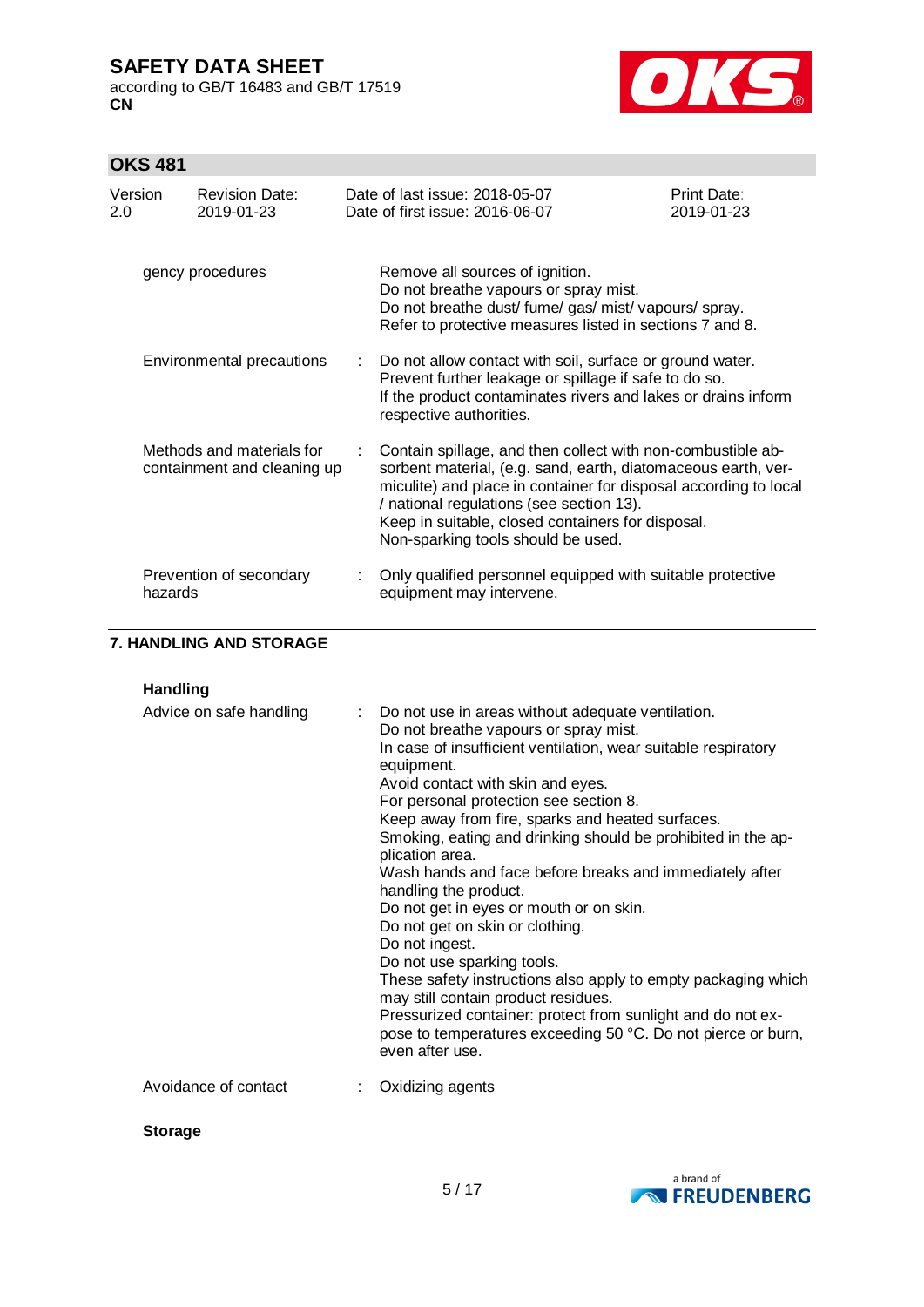| | | |
|---|---|---|
| gency procedures | | Remove all sources of ignition.<br>Do not breathe vapours or spray mist.<br>Do not breathe dust/ fume/ gas/ mist/ vapours/ spray.<br>Refer to protective measures listed in sections 7 and 8. |
| Environmental precautions | : | Do not allow contact with soil, surface or ground water.<br>Prevent further leakage or spillage if safe to do so.<br>If the product contaminates rivers and lakes or drains inform respective authorities. |
| Methods and materials for containment and cleaning up | : | Contain spillage, and then collect with non-combustible absorbent material, (e.g. sand, earth, diatomaceous earth, vermiculite) and place in container for disposal according to local / national regulations (see section 13).<br>Keep in suitable, closed containers for disposal.<br>Non-sparking tools should be used. |
| Prevention of secondary hazards | : | Only qualified personnel equipped with suitable protective equipment may intervene. |

## 7. HANDLING AND STORAGE

### Handling

| | | |
|---|---|---|
| Advice on safe handling | : | Do not use in areas without adequate ventilation.<br>Do not breathe vapours or spray mist.<br>In case of insufficient ventilation, wear suitable respiratory equipment.<br>Avoid contact with skin and eyes.<br>For personal protection see section 8.<br>Keep away from fire, sparks and heated surfaces.<br>Smoking, eating and drinking should be prohibited in the application area.<br>Wash hands and face before breaks and immediately after handling the product.<br>Do not get in eyes or mouth or on skin.<br>Do not get on skin or clothing.<br>Do not ingest.<br>Do not use sparking tools.<br>These safety instructions also apply to empty packaging which may still contain product residues.<br>Pressurized container: protect from sunlight and do not expose to temperatures exceeding 50 °C. Do not pierce or burn, even after use. |
| Avoidance of contact | : | Oxidizing agents |

### Storage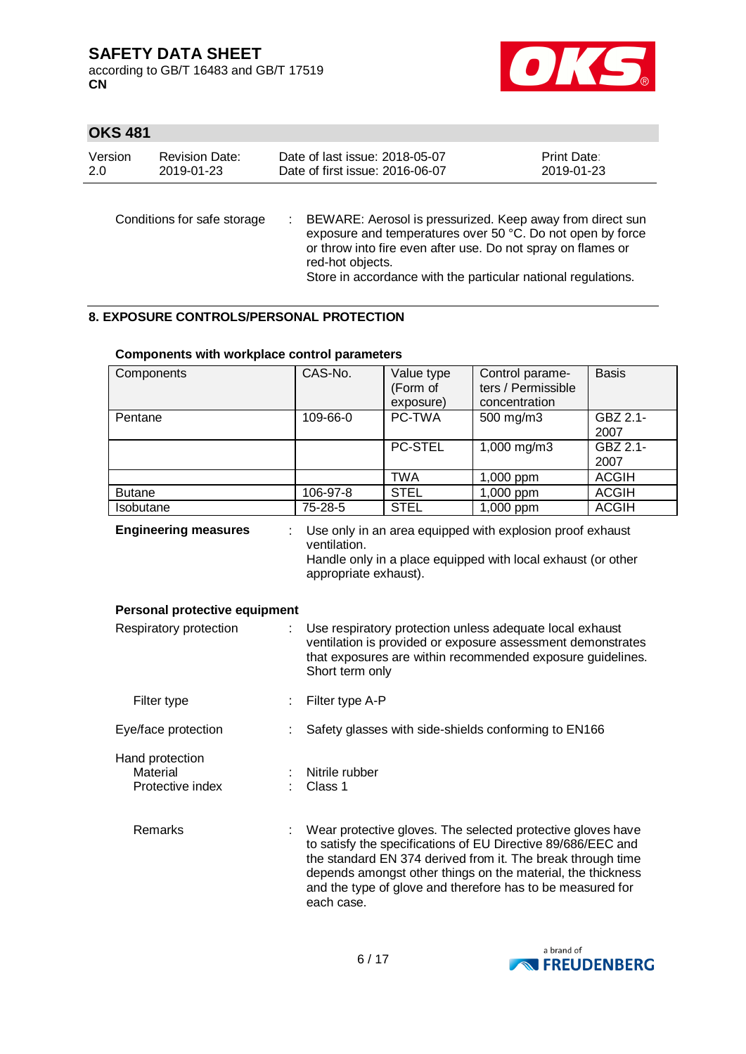| Conditions for safe storage | : | BEWARE: Aerosol is pressurized. Keep away from direct sun exposure and temperatures over 50 °C. Do not open by force or throw into fire even after use. Do not spray on flames or red-hot objects.<br>Store in accordance with the particular national regulations. |
|---|---|---|

## 8. EXPOSURE CONTROLS/PERSONAL PROTECTION

**Components with workplace control parameters**

| Components | CAS-No. | Value type (Form of exposure) | Control parameters / Permissible concentration | Basis |
|---|---|---|---|---|
| Pentane | 109-66-0 | PC-TWA | 500 mg/m3 | GBZ 2.1-2007 |
| | | PC-STEL | 1,000 mg/m3 | GBZ 2.1-2007 |
| | | TWA | 1,000 ppm | ACGIH |
| Butane | 106-97-8 | STEL | 1,000 ppm | ACGIH |
| Isobutane | 75-28-5 | STEL | 1,000 ppm | ACGIH |

**Engineering measures** : Use only in an area equipped with explosion proof exhaust ventilation.
Handle only in a place equipped with local exhaust (or other appropriate exhaust).

**Personal protective equipment**

Respiratory protection : Use respiratory protection unless adequate local exhaust ventilation is provided or exposure assessment demonstrates that exposures are within recommended exposure guidelines.
Short term only

Filter type : Filter type A-P

Eye/face protection : Safety glasses with side-shields conforming to EN166

Hand protection
- Material : Nitrile rubber
- Protective index : Class 1

Remarks : Wear protective gloves. The selected protective gloves have to satisfy the specifications of EU Directive 89/686/EEC and the standard EN 374 derived from it. The break through time depends amongst other things on the material, the thickness and the type of glove and therefore has to be measured for each case.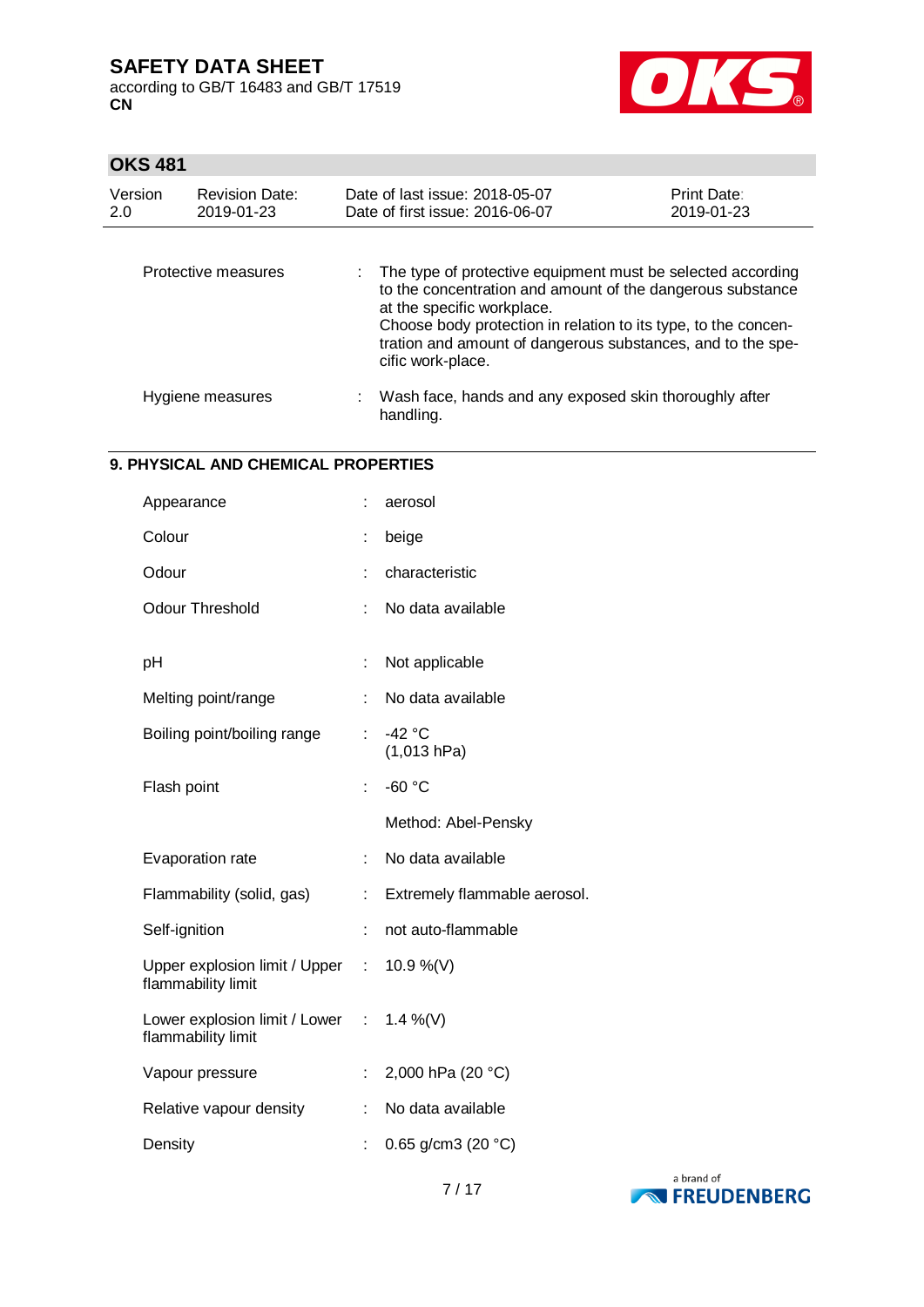| | | |
|---|---|---|
| Protective measures | : | The type of protective equipment must be selected according to the concentration and amount of the dangerous substance at the specific workplace. Choose body protection in relation to its type, to the concentration and amount of dangerous substances, and to the specific work-place. |
| Hygiene measures | : | Wash face, hands and any exposed skin thoroughly after handling. |

## 9. PHYSICAL AND CHEMICAL PROPERTIES

| | | |
|---|---|---|
| Appearance | : | aerosol |
| Colour | : | beige |
| Odour | : | characteristic |
| Odour Threshold | : | No data available |
| pH | : | Not applicable |
| Melting point/range | : | No data available |
| Boiling point/boiling range | : | -42 °C (1,013 hPa) |
| Flash point | : | -60 °C<br>Method: Abel-Pensky |
| Evaporation rate | : | No data available |
| Flammability (solid, gas) | : | Extremely flammable aerosol. |
| Self-ignition | : | not auto-flammable |
| Upper explosion limit / Upper flammability limit | : | 10.9 %(V) |
| Lower explosion limit / Lower flammability limit | : | 1.4 %(V) |
| Vapour pressure | : | 2,000 hPa (20 °C) |
| Relative vapour density | : | No data available |
| Density | : | 0.65 g/cm3 (20 °C) |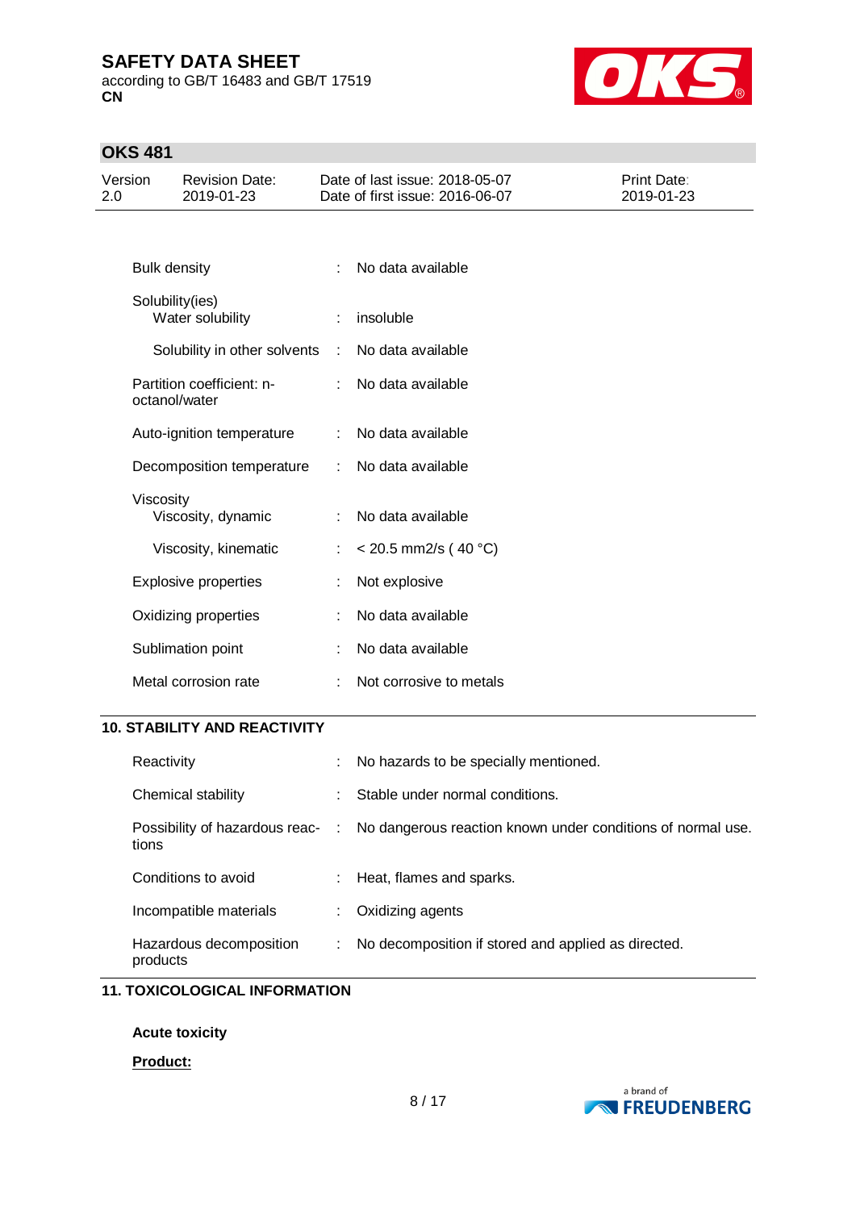| | | |
|---|---|---|
| Bulk density | : | No data available |
| Solubility(ies) | | |
| Water solubility | : | insoluble |
| Solubility in other solvents | : | No data available |
| Partition coefficient: n-octanol/water | : | No data available |
| Auto-ignition temperature | : | No data available |
| Decomposition temperature | : | No data available |
| Viscosity | | |
| Viscosity, dynamic | : | No data available |
| Viscosity, kinematic | : | < 20.5 mm2/s ( 40 °C) |
| Explosive properties | : | Not explosive |
| Oxidizing properties | : | No data available |
| Sublimation point | : | No data available |
| Metal corrosion rate | : | Not corrosive to metals |

## 10. STABILITY AND REACTIVITY

| | | |
|---|---|---|
| Reactivity | : | No hazards to be specially mentioned. |
| Chemical stability | : | Stable under normal conditions. |
| Possibility of hazardous reactions | : | No dangerous reaction known under conditions of normal use. |
| Conditions to avoid | : | Heat, flames and sparks. |
| Incompatible materials | : | Oxidizing agents |
| Hazardous decomposition products | : | No decomposition if stored and applied as directed. |

## 11. TOXICOLOGICAL INFORMATION

**Acute toxicity**

**Product:**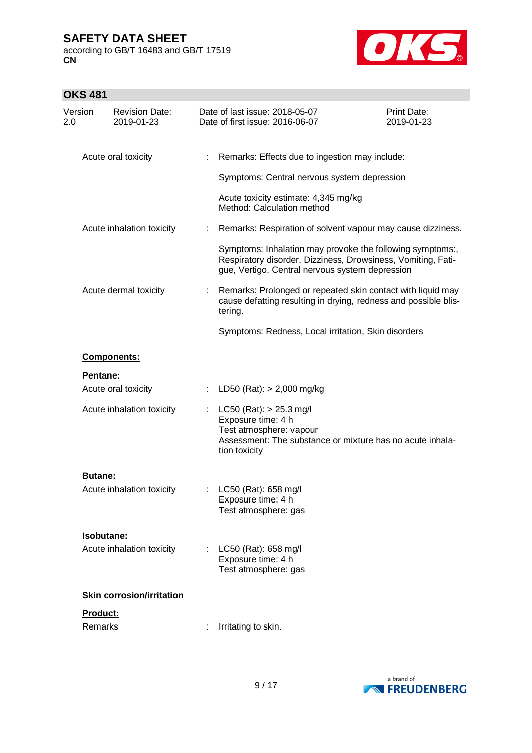Acute oral toxicity : Remarks: Effects due to ingestion may include:

Symptoms: Central nervous system depression

Acute toxicity estimate: 4,345 mg/kg
Method: Calculation method

Acute inhalation toxicity : Remarks: Respiration of solvent vapour may cause dizziness.

Symptoms: Inhalation may provoke the following symptoms:, Respiratory disorder, Dizziness, Drowsiness, Vomiting, Fatigue, Vertigo, Central nervous system depression

Acute dermal toxicity : Remarks: Prolonged or repeated skin contact with liquid may cause defatting resulting in drying, redness and possible blistering.

Symptoms: Redness, Local irritation, Skin disorders

**Components:**

**Pentane:**

Acute oral toxicity : LD50 (Rat): > 2,000 mg/kg

Acute inhalation toxicity : LC50 (Rat): > 25.3 mg/l
Exposure time: 4 h
Test atmosphere: vapour
Assessment: The substance or mixture has no acute inhalation toxicity

**Butane:**

Acute inhalation toxicity : LC50 (Rat): 658 mg/l
Exposure time: 4 h
Test atmosphere: gas

**Isobutane:**

Acute inhalation toxicity : LC50 (Rat): 658 mg/l
Exposure time: 4 h
Test atmosphere: gas

**Skin corrosion/irritation**

**Product:**

Remarks : Irritating to skin.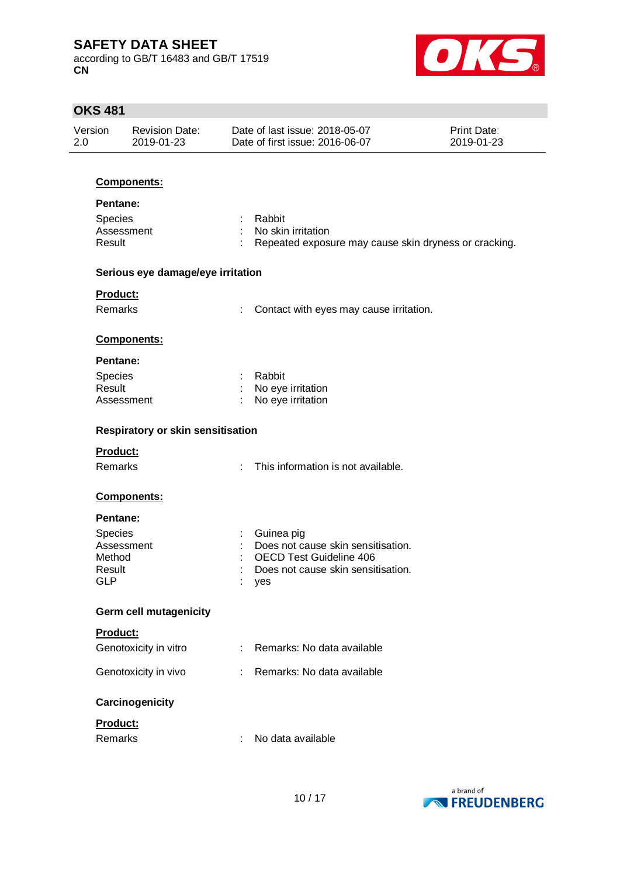**Components:**

**Pentane:**

| | | |
|---|---|---|
| Species | : | Rabbit |
| Assessment | : | No skin irritation |
| Result | : | Repeated exposure may cause skin dryness or cracking. |

**Serious eye damage/eye irritation**

**Product:**

| | | |
|---|---|---|
| Remarks | : | Contact with eyes may cause irritation. |

**Components:**

**Pentane:**

| | | |
|---|---|---|
| Species | : | Rabbit |
| Result | : | No eye irritation |
| Assessment | : | No eye irritation |

**Respiratory or skin sensitisation**

**Product:**

| | | |
|---|---|---|
| Remarks | : | This information is not available. |

**Components:**

**Pentane:**

| | | |
|---|---|---|
| Species | : | Guinea pig |
| Assessment | : | Does not cause skin sensitisation. |
| Method | : | OECD Test Guideline 406 |
| Result | : | Does not cause skin sensitisation. |
| GLP | : | yes |

**Germ cell mutagenicity**

**Product:**

| | | |
|---|---|---|
| Genotoxicity in vitro | : | Remarks: No data available |
| Genotoxicity in vivo | : | Remarks: No data available |

**Carcinogenicity**

**Product:**

| | | |
|---|---|---|
| Remarks | : | No data available |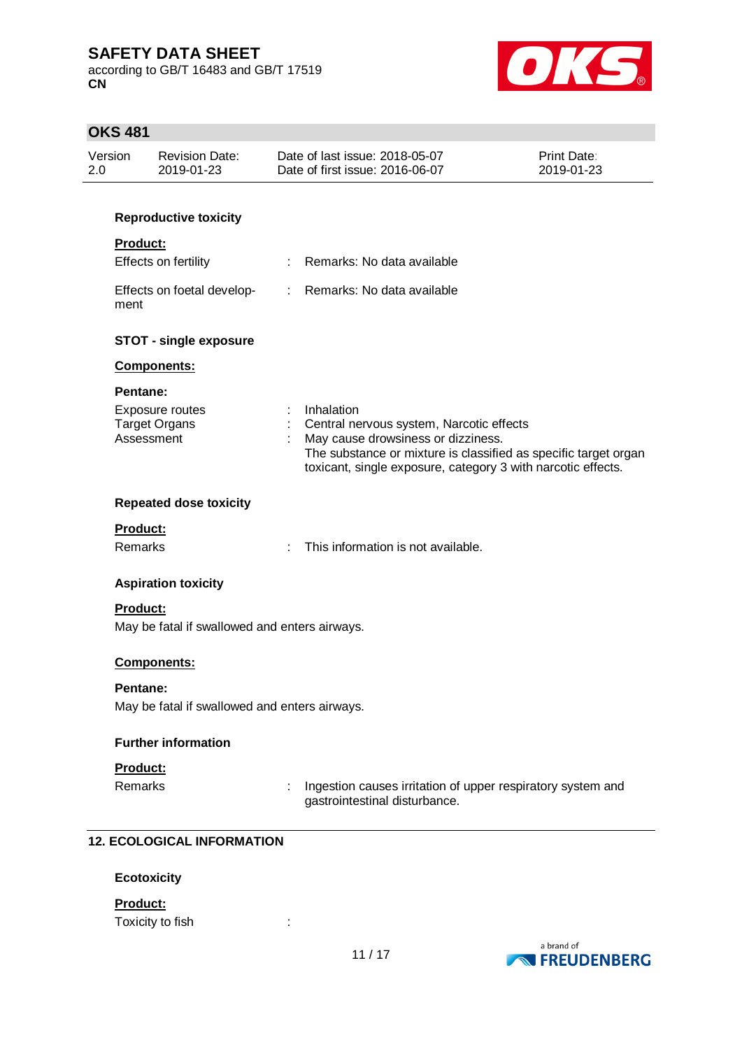**Reproductive toxicity**

**Product:**

| | | |
|---|---|---|
| Effects on fertility | : | Remarks: No data available |
| Effects on foetal development | : | Remarks: No data available |

**STOT - single exposure**

**Components:**

**Pentane:**

| | | |
|---|---|---|
| Exposure routes | : | Inhalation |
| Target Organs | : | Central nervous system, Narcotic effects |
| Assessment | : | May cause drowsiness or dizziness. The substance or mixture is classified as specific target organ toxicant, single exposure, category 3 with narcotic effects. |

**Repeated dose toxicity**

**Product:**

| | | |
|---|---|---|
| Remarks | : | This information is not available. |

**Aspiration toxicity**

**Product:**

May be fatal if swallowed and enters airways.

**Components:**

**Pentane:**

May be fatal if swallowed and enters airways.

**Further information**

**Product:**

| | | |
|---|---|---|
| Remarks | : | Ingestion causes irritation of upper respiratory system and gastrointestinal disturbance. |

## 12. ECOLOGICAL INFORMATION

**Ecotoxicity**

**Product:**

Toxicity to fish :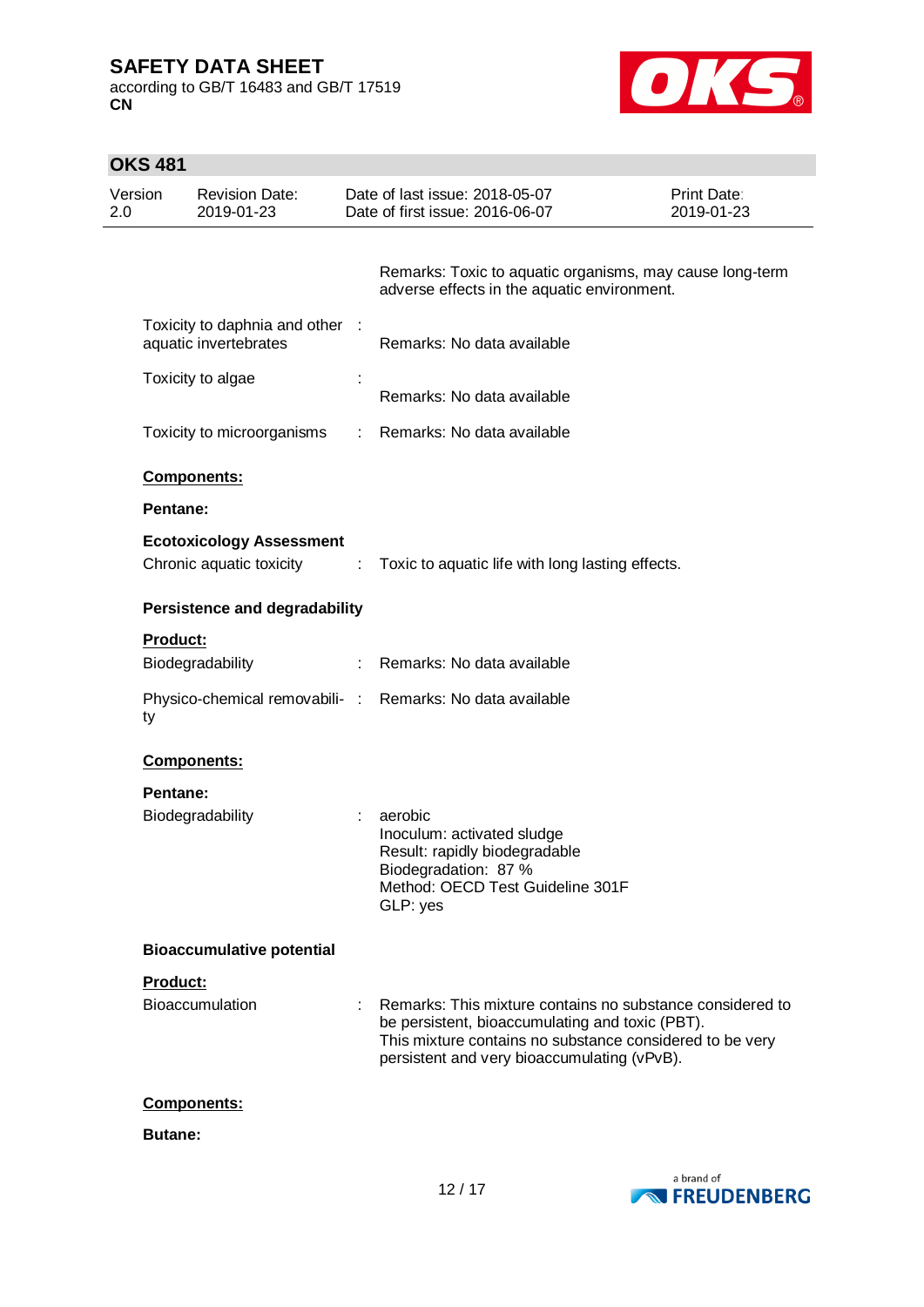Remarks: Toxic to aquatic organisms, may cause long-term adverse effects in the aquatic environment.

Toxicity to daphnia and other aquatic invertebrates : Remarks: No data available

Toxicity to algae : Remarks: No data available

Toxicity to microorganisms : Remarks: No data available

**Components:**

**Pentane:**

**Ecotoxicology Assessment**

Chronic aquatic toxicity : Toxic to aquatic life with long lasting effects.

**Persistence and degradability**

**Product:**

Biodegradability : Remarks: No data available

Physico-chemical removability : Remarks: No data available

**Components:**

**Pentane:**

Biodegradability : aerobic
Inoculum: activated sludge
Result: rapidly biodegradable
Biodegradation: 87 %
Method: OECD Test Guideline 301F
GLP: yes

**Bioaccumulative potential**

**Product:**

Bioaccumulation : Remarks: This mixture contains no substance considered to be persistent, bioaccumulating and toxic (PBT).
This mixture contains no substance considered to be very persistent and very bioaccumulating (vPvB).

**Components:**

**Butane:**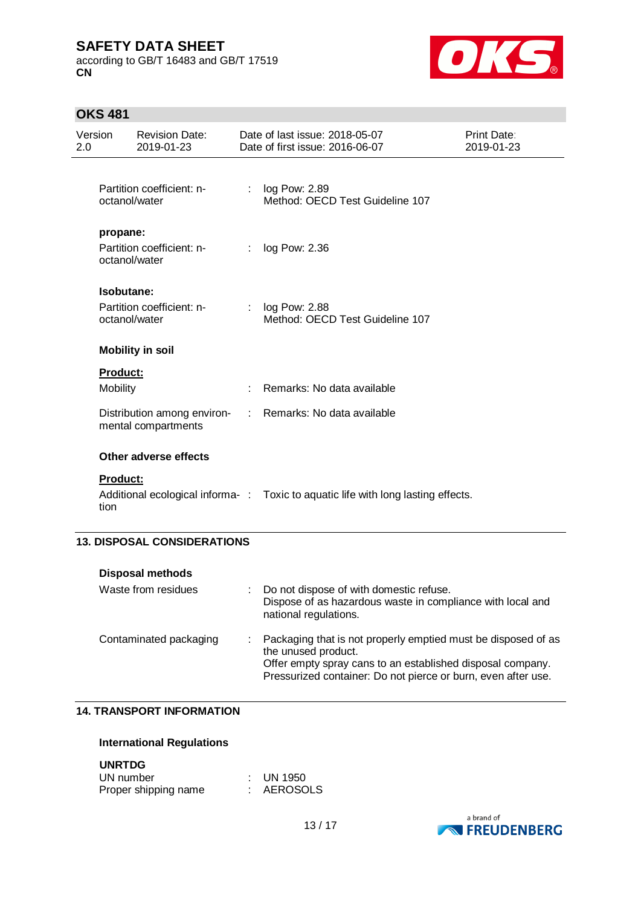| | | |
|---|---|---|
| Partition coefficient: n-octanol/water | : | log Pow: 2.89<br>Method: OECD Test Guideline 107 |

**propane:**

| | | |
|---|---|---|
| Partition coefficient: n-octanol/water | : | log Pow: 2.36 |

**Isobutane:**

| | | |
|---|---|---|
| Partition coefficient: n-octanol/water | : | log Pow: 2.88<br>Method: OECD Test Guideline 107 |

**Mobility in soil**

**Product:**

| | | |
|---|---|---|
| Mobility | : | Remarks: No data available |
| Distribution among environmental compartments | : | Remarks: No data available |

**Other adverse effects**

**Product:**

| | | |
|---|---|---|
| Additional ecological information | : | Toxic to aquatic life with long lasting effects. |

## 13. DISPOSAL CONSIDERATIONS

**Disposal methods**

| | | |
|---|---|---|
| Waste from residues | : | Do not dispose of with domestic refuse.<br>Dispose of as hazardous waste in compliance with local and national regulations. |
| Contaminated packaging | : | Packaging that is not properly emptied must be disposed of as the unused product.<br>Offer empty spray cans to an established disposal company.<br>Pressurized container: Do not pierce or burn, even after use. |

## 14. TRANSPORT INFORMATION

**International Regulations**

**UNRTDG**

| | | |
|---|---|---|
| UN number | : | UN 1950 |
| Proper shipping name | : | AEROSOLS |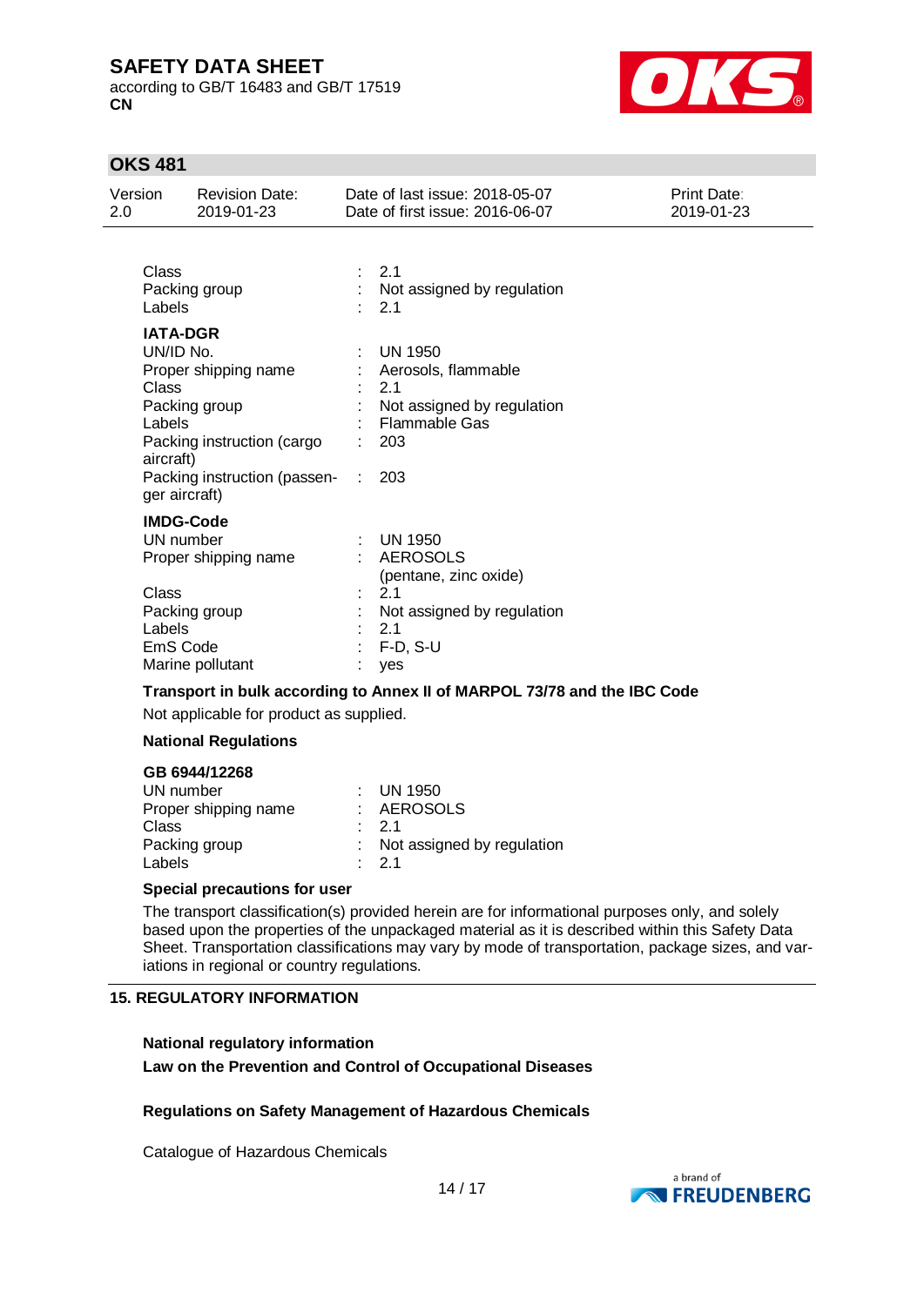| | | |
|---|---|---|
| Class | : | 2.1 |
| Packing group | : | Not assigned by regulation |
| Labels | : | 2.1 |

**IATA-DGR**

| | | |
|---|---|---|
| UN/ID No. | : | UN 1950 |
| Proper shipping name | : | Aerosols, flammable |
| Class | : | 2.1 |
| Packing group | : | Not assigned by regulation |
| Labels | : | Flammable Gas |
| Packing instruction (cargo aircraft) | : | 203 |
| Packing instruction (passenger aircraft) | : | 203 |

**IMDG-Code**

| | | |
|---|---|---|
| UN number | : | UN 1950 |
| Proper shipping name | : | AEROSOLS (pentane, zinc oxide) |
| Class | : | 2.1 |
| Packing group | : | Not assigned by regulation |
| Labels | : | 2.1 |
| EmS Code | : | F-D, S-U |
| Marine pollutant | : | yes |

**Transport in bulk according to Annex II of MARPOL 73/78 and the IBC Code**

Not applicable for product as supplied.

**National Regulations**

**GB 6944/12268**

| | | |
|---|---|---|
| UN number | : | UN 1950 |
| Proper shipping name | : | AEROSOLS |
| Class | : | 2.1 |
| Packing group | : | Not assigned by regulation |
| Labels | : | 2.1 |

**Special precautions for user**

The transport classification(s) provided herein are for informational purposes only, and solely based upon the properties of the unpackaged material as it is described within this Safety Data Sheet. Transportation classifications may vary by mode of transportation, package sizes, and variations in regional or country regulations.

## 15. REGULATORY INFORMATION

**National regulatory information**

**Law on the Prevention and Control of Occupational Diseases**

**Regulations on Safety Management of Hazardous Chemicals**

Catalogue of Hazardous Chemicals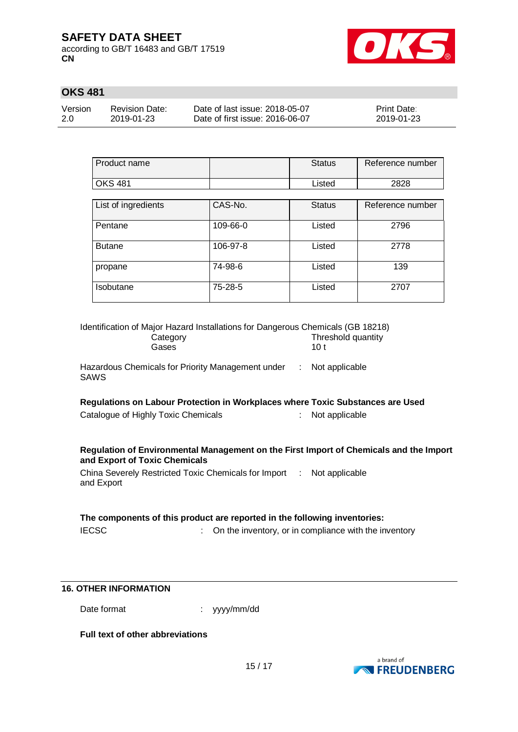| Product name | | Status | Reference number |
|---|---|---|---|
| OKS 481 | | Listed | 2828 |

| List of ingredients | CAS-No. | Status | Reference number |
|---|---|---|---|
| Pentane | 109-66-0 | Listed | 2796 |
| Butane | 106-97-8 | Listed | 2778 |
| propane | 74-98-6 | Listed | 139 |
| Isobutane | 75-28-5 | Listed | 2707 |

Identification of Major Hazard Installations for Dangerous Chemicals (GB 18218)

| Category | Threshold quantity |
|---|---|
| Gases | 10 t |

Hazardous Chemicals for Priority Management under SAWS : Not applicable

**Regulations on Labour Protection in Workplaces where Toxic Substances are Used**

Catalogue of Highly Toxic Chemicals : Not applicable

**Regulation of Environmental Management on the First Import of Chemicals and the Import and Export of Toxic Chemicals**

China Severely Restricted Toxic Chemicals for Import and Export : Not applicable

**The components of this product are reported in the following inventories:**

IECSC : On the inventory, or in compliance with the inventory

## 16. OTHER INFORMATION

Date format : yyyy/mm/dd

**Full text of other abbreviations**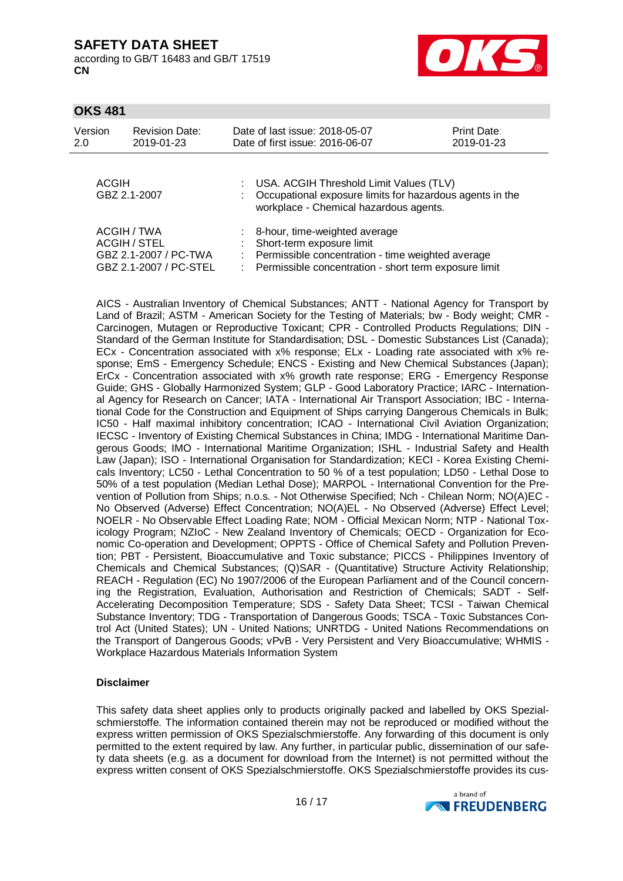| | | |
|---|---|---|
| ACGIH | : | USA. ACGIH Threshold Limit Values (TLV) |
| GBZ 2.1-2007 | : | Occupational exposure limits for hazardous agents in the workplace - Chemical hazardous agents. |
| ACGIH / TWA | : | 8-hour, time-weighted average |
| ACGIH / STEL | : | Short-term exposure limit |
| GBZ 2.1-2007 / PC-TWA | : | Permissible concentration - time weighted average |
| GBZ 2.1-2007 / PC-STEL | : | Permissible concentration - short term exposure limit |

AICS - Australian Inventory of Chemical Substances; ANTT - National Agency for Transport by Land of Brazil; ASTM - American Society for the Testing of Materials; bw - Body weight; CMR - Carcinogen, Mutagen or Reproductive Toxicant; CPR - Controlled Products Regulations; DIN - Standard of the German Institute for Standardisation; DSL - Domestic Substances List (Canada); ECx - Concentration associated with x% response; ELx - Loading rate associated with x% response; EmS - Emergency Schedule; ENCS - Existing and New Chemical Substances (Japan); ErCx - Concentration associated with x% growth rate response; ERG - Emergency Response Guide; GHS - Globally Harmonized System; GLP - Good Laboratory Practice; IARC - International Agency for Research on Cancer; IATA - International Air Transport Association; IBC - International Code for the Construction and Equipment of Ships carrying Dangerous Chemicals in Bulk; IC50 - Half maximal inhibitory concentration; ICAO - International Civil Aviation Organization; IECSC - Inventory of Existing Chemical Substances in China; IMDG - International Maritime Dangerous Goods; IMO - International Maritime Organization; ISHL - Industrial Safety and Health Law (Japan); ISO - International Organisation for Standardization; KECI - Korea Existing Chemicals Inventory; LC50 - Lethal Concentration to 50 % of a test population; LD50 - Lethal Dose to 50% of a test population (Median Lethal Dose); MARPOL - International Convention for the Prevention of Pollution from Ships; n.o.s. - Not Otherwise Specified; Nch - Chilean Norm; NO(A)EC - No Observed (Adverse) Effect Concentration; NO(A)EL - No Observed (Adverse) Effect Level; NOELR - No Observable Effect Loading Rate; NOM - Official Mexican Norm; NTP - National Toxicology Program; NZIoC - New Zealand Inventory of Chemicals; OECD - Organization for Economic Co-operation and Development; OPPTS - Office of Chemical Safety and Pollution Prevention; PBT - Persistent, Bioaccumulative and Toxic substance; PICCS - Philippines Inventory of Chemicals and Chemical Substances; (Q)SAR - (Quantitative) Structure Activity Relationship; REACH - Regulation (EC) No 1907/2006 of the European Parliament and of the Council concerning the Registration, Evaluation, Authorisation and Restriction of Chemicals; SADT - Self-Accelerating Decomposition Temperature; SDS - Safety Data Sheet; TCSI - Taiwan Chemical Substance Inventory; TDG - Transportation of Dangerous Goods; TSCA - Toxic Substances Control Act (United States); UN - United Nations; UNRTDG - United Nations Recommendations on the Transport of Dangerous Goods; vPvB - Very Persistent and Very Bioaccumulative; WHMIS - Workplace Hazardous Materials Information System

**Disclaimer**

This safety data sheet applies only to products originally packed and labelled by OKS Spezialschmierstoffe. The information contained therein may not be reproduced or modified without the express written permission of OKS Spezialschmierstoffe. Any forwarding of this document is only permitted to the extent required by law. Any further, in particular public, dissemination of our safety data sheets (e.g. as a document for download from the Internet) is not permitted without the express written consent of OKS Spezialschmierstoffe. OKS Spezialschmierstoffe provides its cus-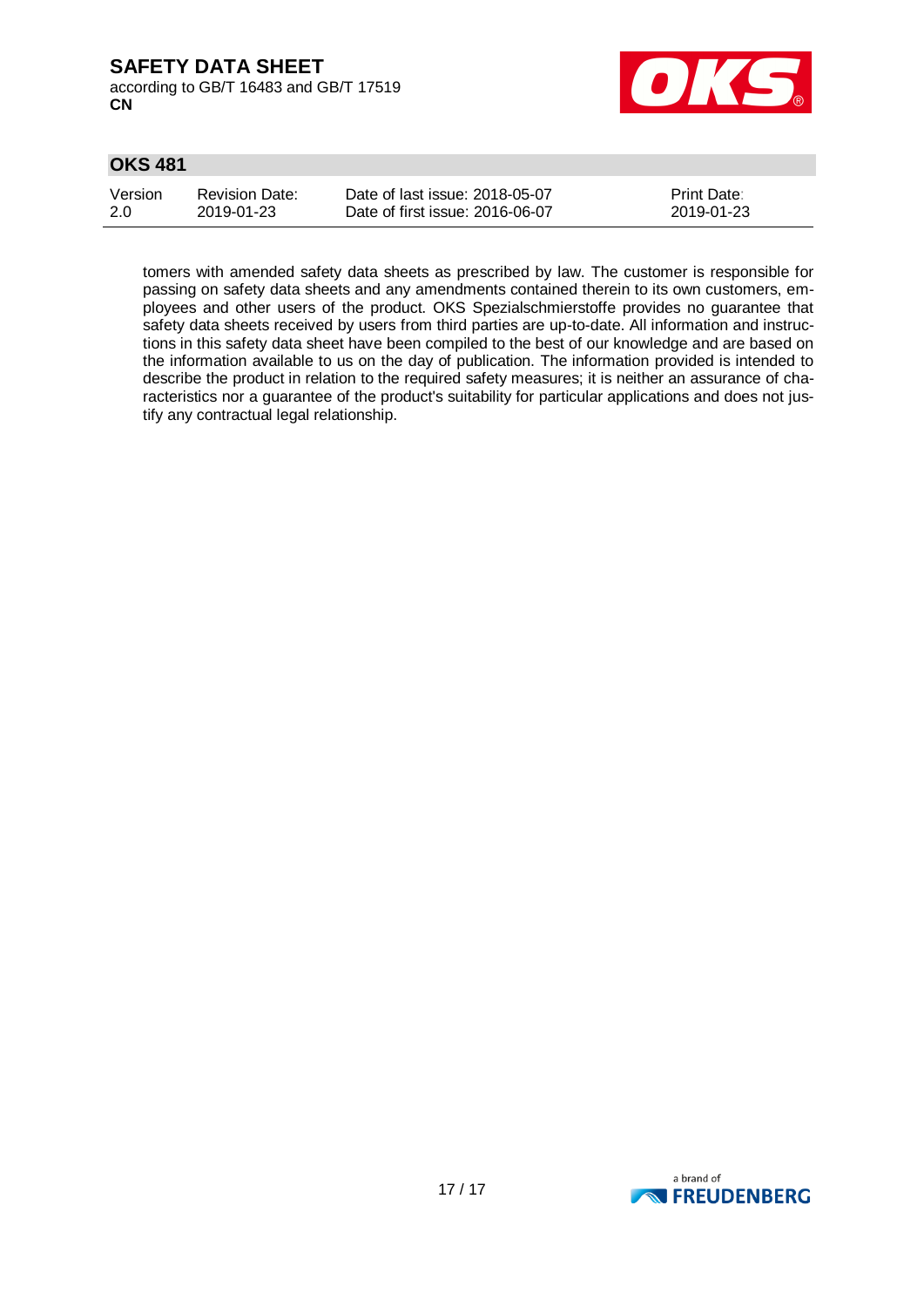tomers with amended safety data sheets as prescribed by law. The customer is responsible for passing on safety data sheets and any amendments contained therein to its own customers, employees and other users of the product. OKS Spezialschmierstoffe provides no guarantee that safety data sheets received by users from third parties are up-to-date. All information and instructions in this safety data sheet have been compiled to the best of our knowledge and are based on the information available to us on the day of publication. The information provided is intended to describe the product in relation to the required safety measures; it is neither an assurance of characteristics nor a guarantee of the product's suitability for particular applications and does not justify any contractual legal relationship.